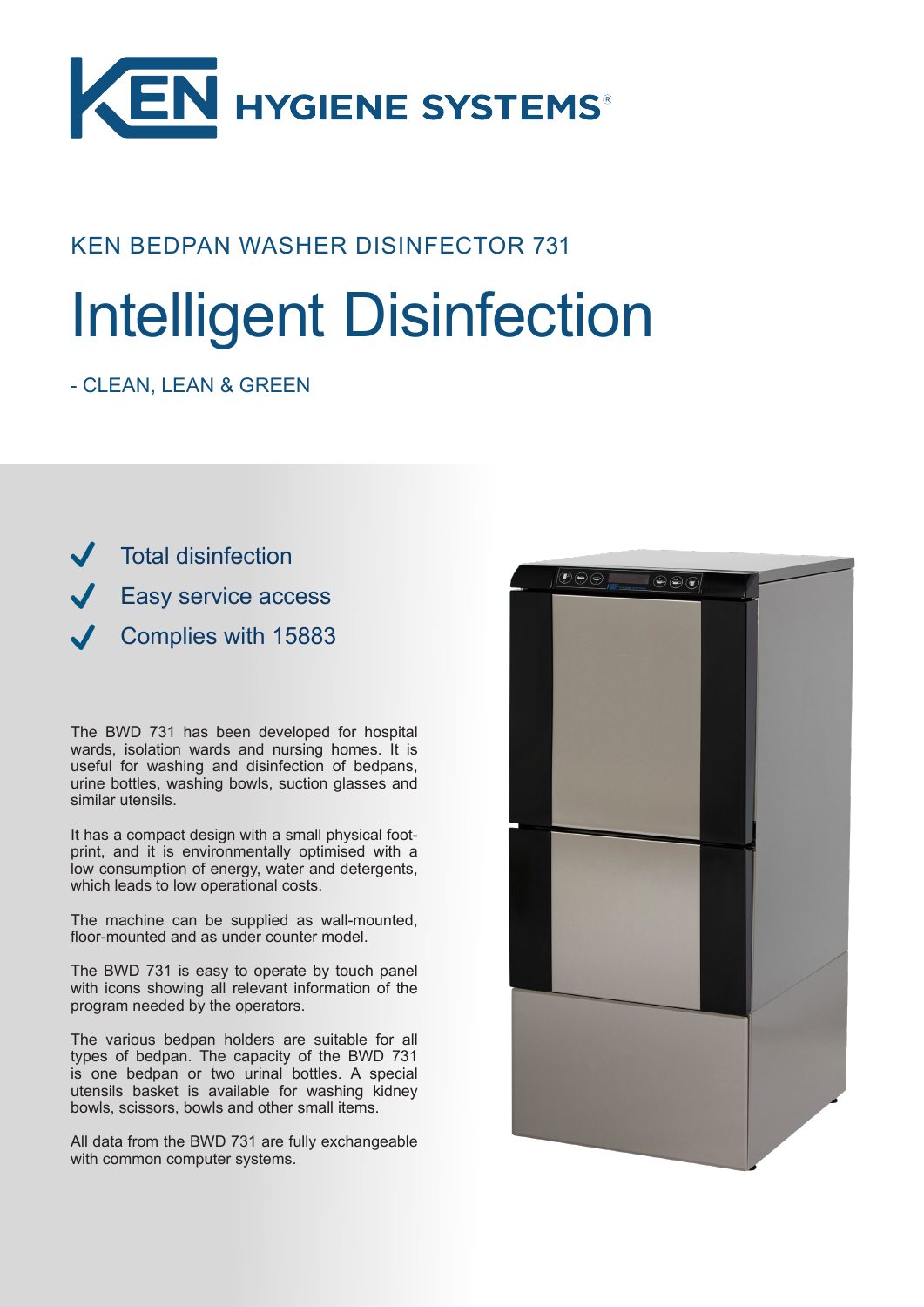KEN HYGIENE SYSTEMS®

KEN BEDPAN WASHER DISINFECTOR 731

# Intelligent Disinfection

- CLEAN, LEAN & GREEN

- ✓ Total disinfection
- ✓ Easy service access
- ✓ Complies with 15883

The BWD 731 has been developed for hospital wards, isolation wards and nursing homes. It is useful for washing and disinfection of bedpans, urine bottles, washing bowls, suction glasses and similar utensils.

It has a compact design with a small physical footprint, and it is environmentally optimised with a low consumption of energy, water and detergents, which leads to low operational costs.

The machine can be supplied as wall-mounted, floor-mounted and as under counter model.

The BWD 731 is easy to operate by touch panel with icons showing all relevant information of the program needed by the operators.

The various bedpan holders are suitable for all types of bedpan. The capacity of the BWD 731 is one bedpan or two urinal bottles. A special utensils basket is available for washing kidney bowls, scissors, bowls and other small items.

All data from the BWD 731 are fully exchangeable with common computer systems.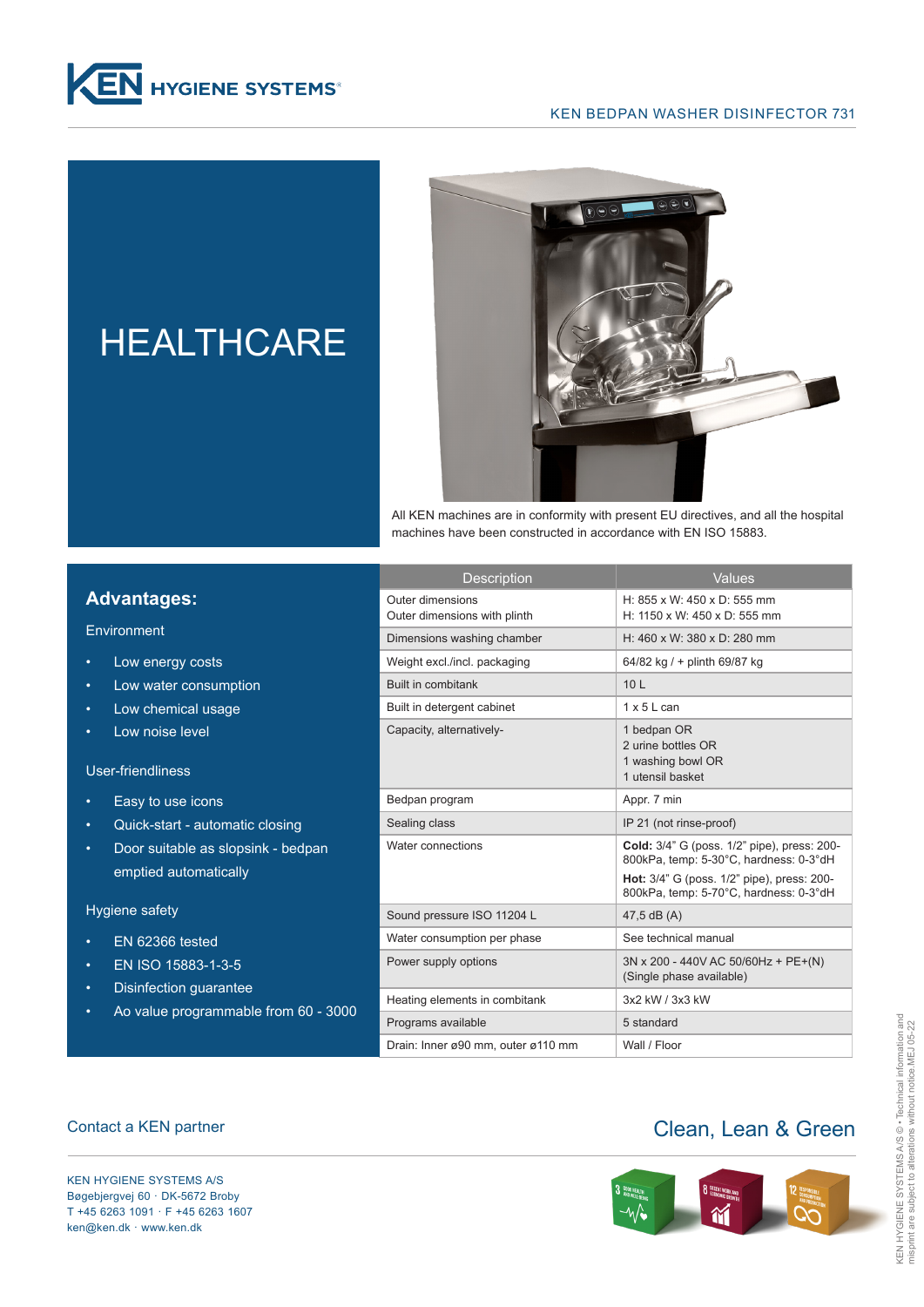KEN HYGIENE SYSTEMS®

KEN BEDPAN WASHER DISINFECTOR 731

# HEALTHCARE

All KEN machines are in conformity with present EU directives, and all the hospital machines have been constructed in accordance with EN ISO 15883.

## Advantages:

Environment

- Low energy costs
- Low water consumption
- Low chemical usage
- Low noise level

User-friendliness

- Easy to use icons
- Quick-start - automatic closing
- Door suitable as slopsink - bedpan emptied automatically

Hygiene safety

- EN 62366 tested
- EN ISO 15883-1-3-5
- Disinfection guarantee
- Ao value programmable from 60 - 3000

| Description | Values |
|---|---|
| Outer dimensions<br>Outer dimensions with plinth | H: 855 x W: 450 x D: 555 mm<br>H: 1150 x W: 450 x D: 555 mm |
| Dimensions washing chamber | H: 460 x W: 380 x D: 280 mm |
| Weight excl./incl. packaging | 64/82 kg / + plinth 69/87 kg |
| Built in combitank | 10 L |
| Built in detergent cabinet | 1 x 5 L can |
| Capacity, alternatively- | 1 bedpan OR<br>2 urine bottles OR<br>1 washing bowl OR<br>1 utensil basket |
| Bedpan program | Appr. 7 min |
| Sealing class | IP 21 (not rinse-proof) |
| Water connections | **Cold:** 3/4" G (poss. 1/2" pipe), press: 200-800kPa, temp: 5-30°C, hardness: 0-3°dH<br>**Hot:** 3/4" G (poss. 1/2" pipe), press: 200-800kPa, temp: 5-70°C, hardness: 0-3°dH |
| Sound pressure ISO 11204 L | 47,5 dB (A) |
| Water consumption per phase | See technical manual |
| Power supply options | 3N x 200 - 440V AC 50/60Hz + PE+(N)<br>(Single phase available) |
| Heating elements in combitank | 3x2 kW / 3x3 kW |
| Programs available | 5 standard |
| Drain: Inner ø90 mm, outer ø110 mm | Wall / Floor |

Contact a KEN partner

Clean, Lean & Green

KEN HYGIENE SYSTEMS A/S
Bøgebjergvej 60 · DK-5672 Broby
T +45 6263 1091 · F +45 6263 1607
ken@ken.dk · www.ken.dk

KEN HYGIENE SYSTEMS A/S © • Technical information and misprint are subject to alterations without notice.MEJ 05-22